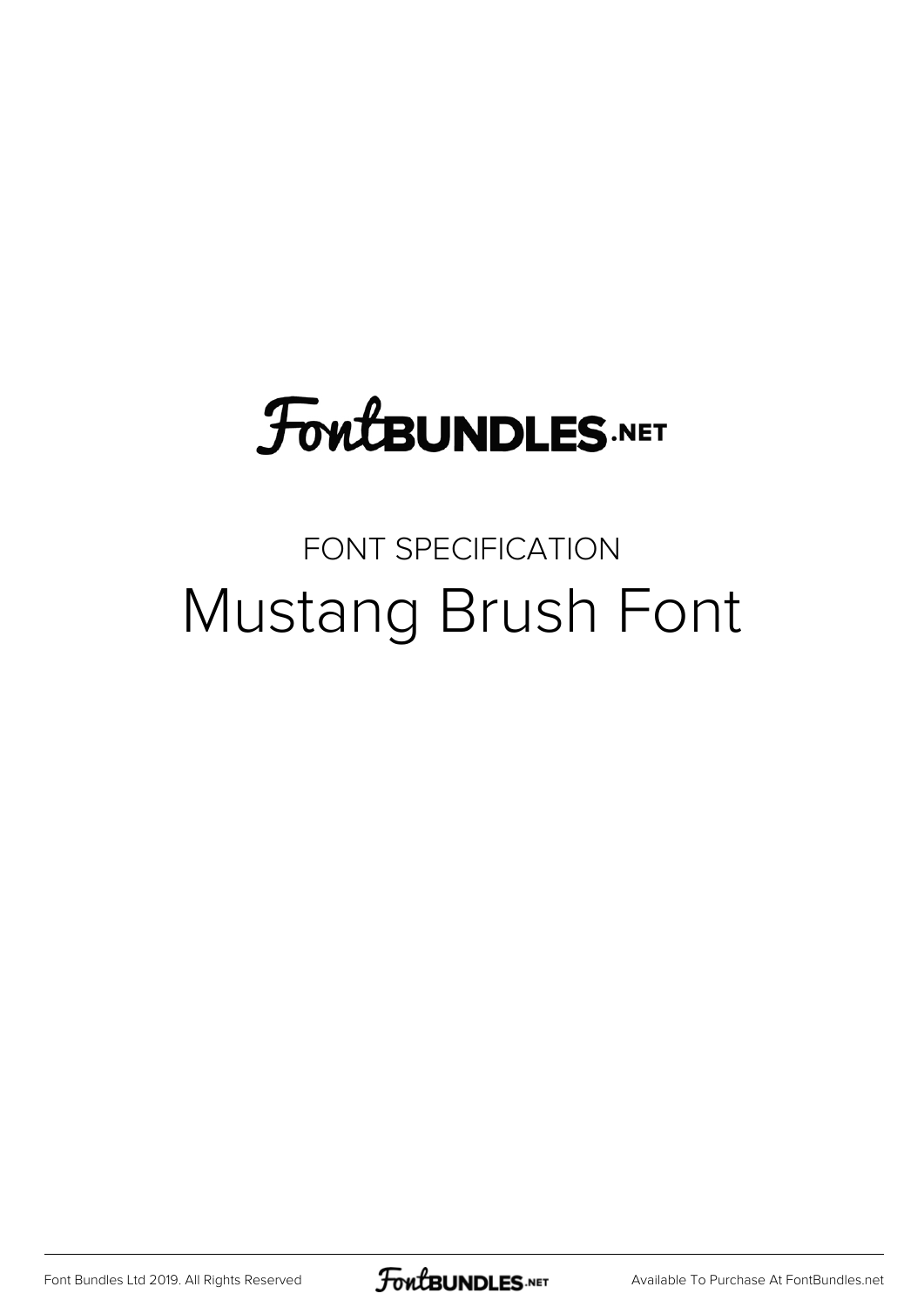FontBUNDLES.NET

FONT SPECIFICATION

# Mustang Brush Font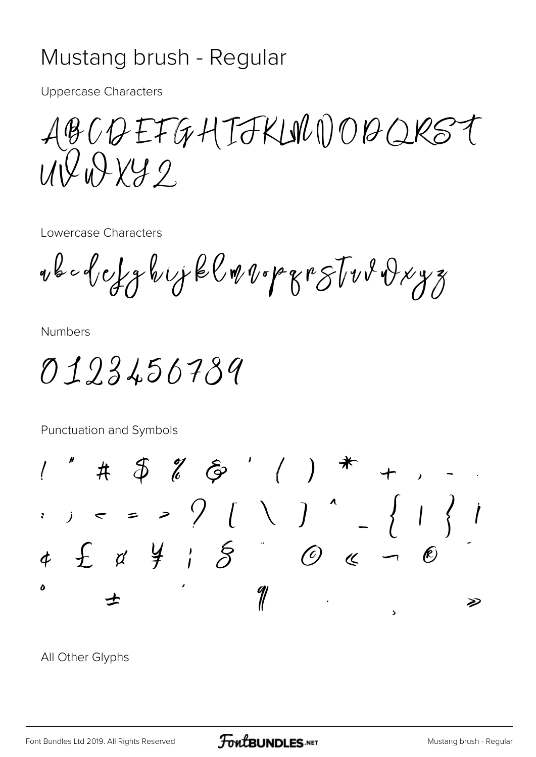# Mustang brush - Regular

Uppercase Characters

ABCDEFGHIJKLMNOPQRST
UVWXYZ

Lowercase Characters

abcdefghijklmnopqrstuvwxyz

Numbers

0123456789

Punctuation and Symbols

! " # $ % & ' ( ) * + , - .
: ; < = > ? [ \ ] ^ _ { | } ¡
¢ £ ¤ ¥ ¦ § ¨ © « ¬ ® ¯
° ± ´ ¶ · ¸ »

All Other Glyphs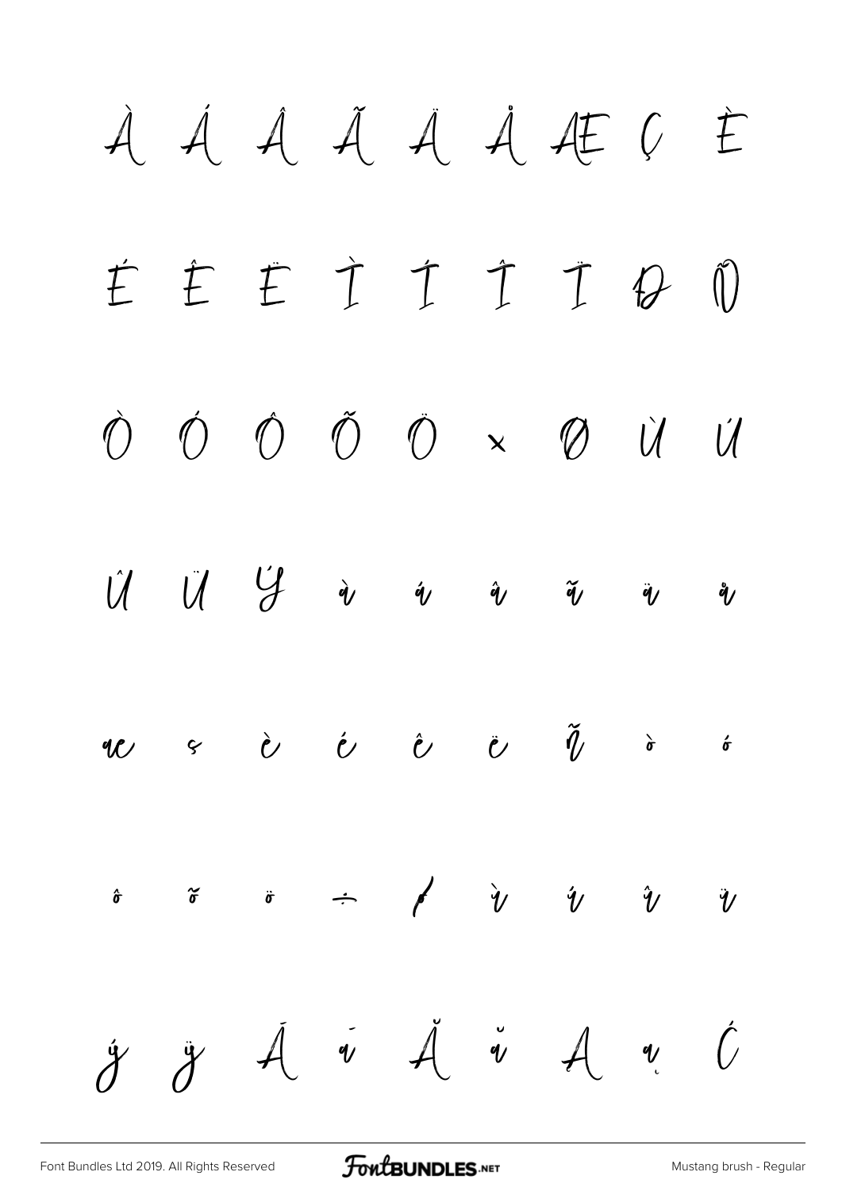À Á Â Ã Ä Å Æ Ç È

É Ê Ë Ì Í Î Ï Ð Ñ

Ò Ó Ô Õ Ö × Ø Ù Ú

Û Ü Ý à á â ã ä å

æ ç è é ê ë ñ ò ó

ô õ ö ÷ ø ù ú û ü

ý ÿ Ā ā Ă ă Ą ą Ć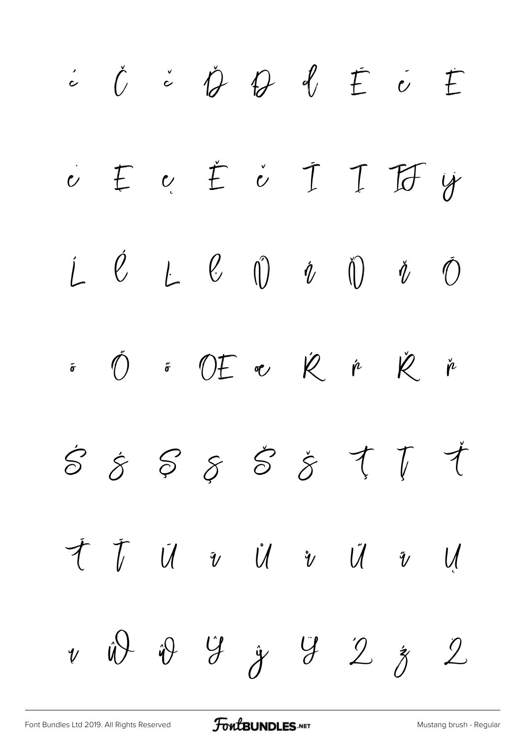ċ Č č Ď Đ đ Ē ē Ė

ė Ę ę Ě ě Ī Į Ĳ ĳ

Ĺ ĺ Ļ ļ Ń ń Ň ň Ō

ō Ő ő Œ œ Ŕ ŕ Ř ř

Ś ś Ş ş Š š Ţ ţ Ť

Ŧ ŧ Ū ū Ů ů Ű ű Ų

ų Ŵ ŵ Ŷ ŷ Ÿ Ź ź Ż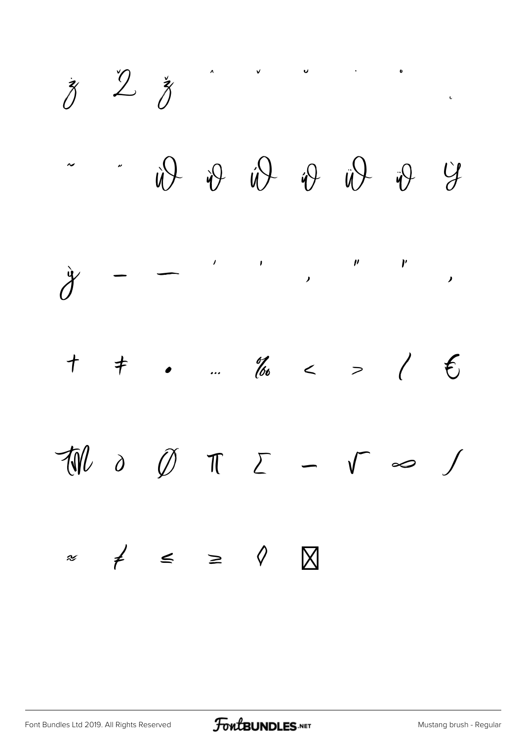ż Ž ž ˆ ˇ ˘ ˙ ˚ ˛

˜ ˝ Ẁ ẁ Ẃ ẃ Ẅ ẅ Ỳ

ỳ – — ‘ ’ ‚ “ ” „

† ‡ • … ‰ ‹ › ⁄ €

™ ∂ ∅ ∏ ∑ − √ ∞ ∫

≈ ≠ ≤ ≥ ◊ ⊠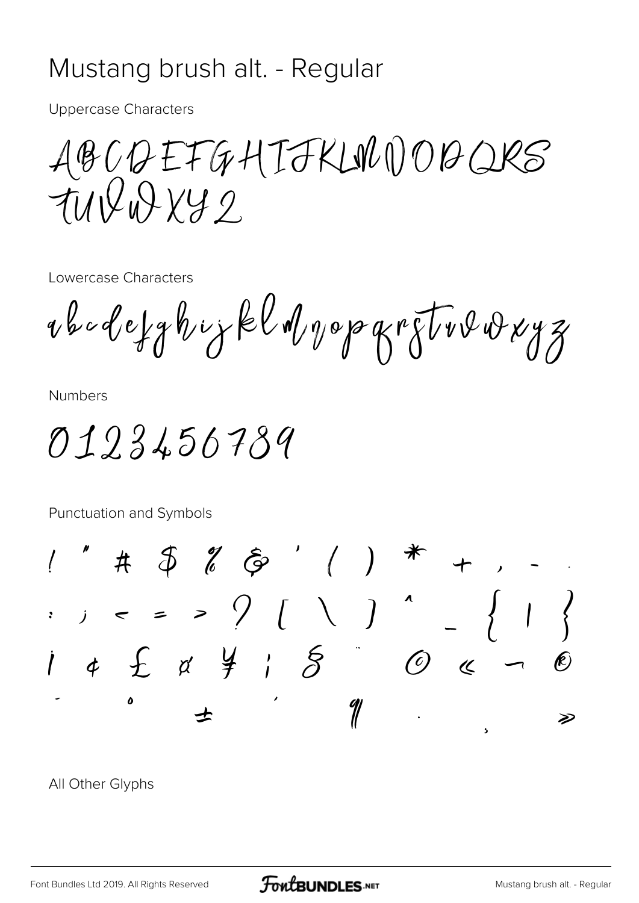# Mustang brush alt. - Regular

Uppercase Characters

ABCDEFGHIJKLMNOPQRS TUVWXYZ

Lowercase Characters

abcdefghijklmnopqrstuvwxyz

Numbers

0123456789

Punctuation and Symbols

! " # $ % & ' ( ) * + , - .
: ; < = > ? [ \ ] ^ _ { | }
¡ ¢ £ ¤ ¥ ¦ § ¨ © « ¬ ®
¯ ° ± ´ ¶ · ¸ »

All Other Glyphs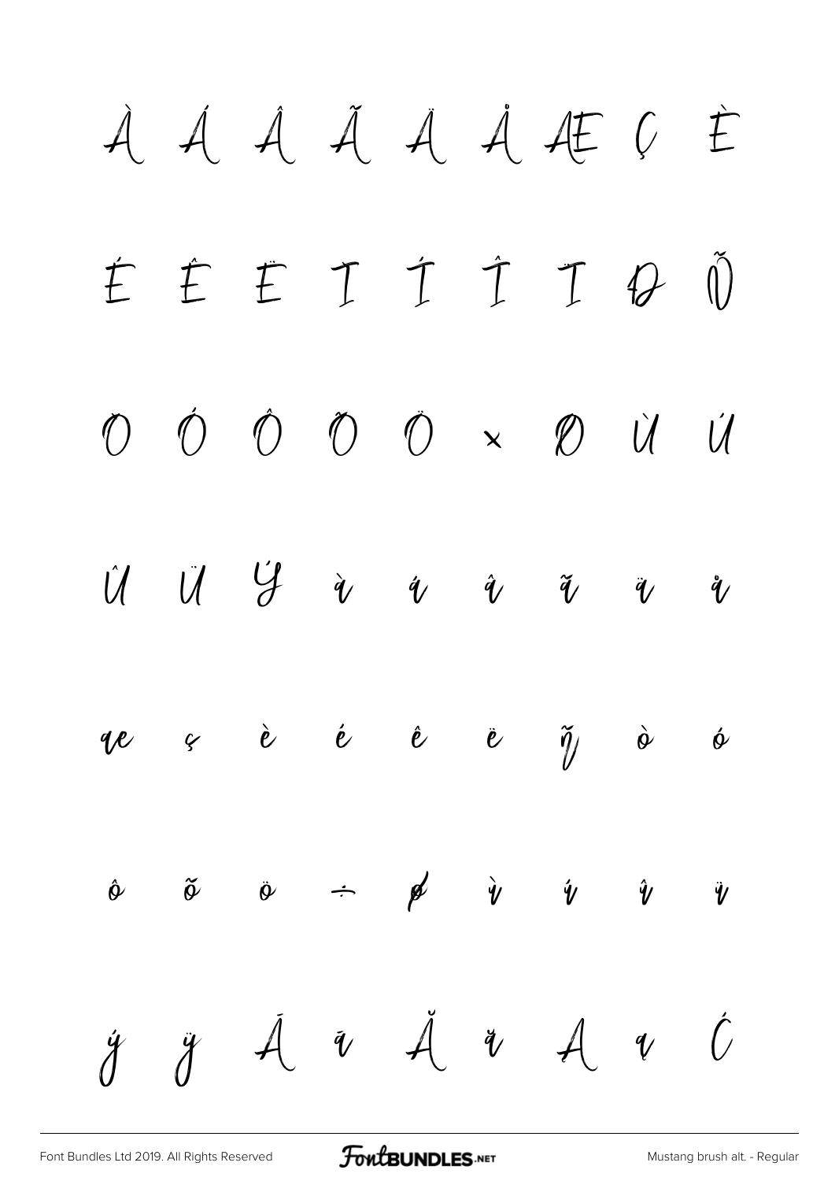À Á Â Ã Ä Å Æ Ç È

É Ê Ë Ì Í Î Ï Ð Ñ

Ò Ó Ô Õ Ö × Ø Ù Ú

Û Ü Ý à á â ã ä å

æ ç è é ê ë ñ ò ó

ô õ ö ÷ ø ù ú û ü

ý ÿ Ā ā Ă ă Ą ą Ć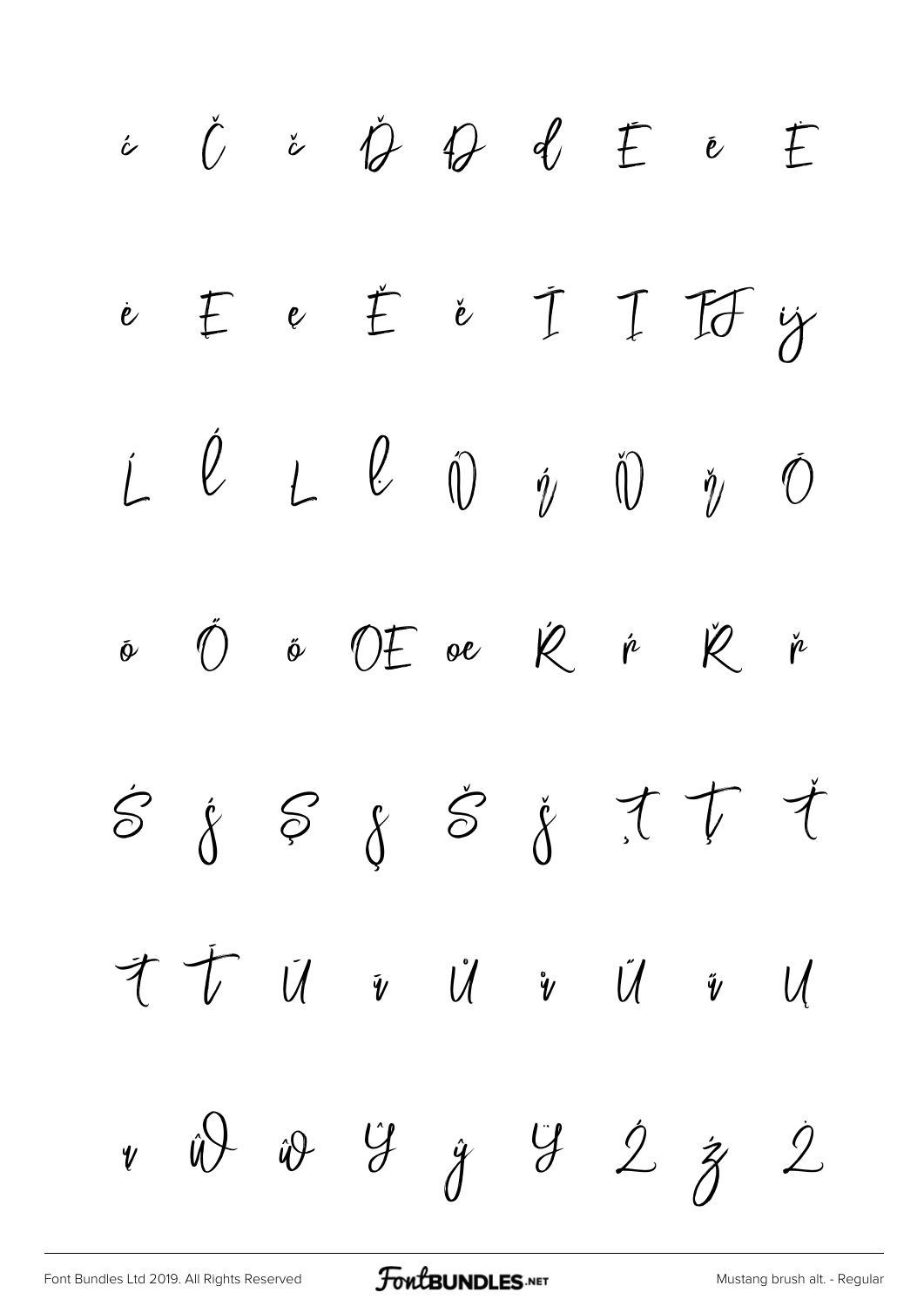ć Č č Ď Đ đ Ē ē Ė

ė Ę ę Ě ě Ī Į Ĳ ĳ

Ĺ Ľ Ł ľ Ń ń Ň ň Ō

ō Ő ő Œ œ Ŕ ŕ Ř ř

Ś ś Ş ş Š š Ţ ţ Ť

ť Ŧ Ū ū Ů ů Ű ű Ų

ų Ŵ ŵ Ŷ ŷ Ÿ Ź ź Ż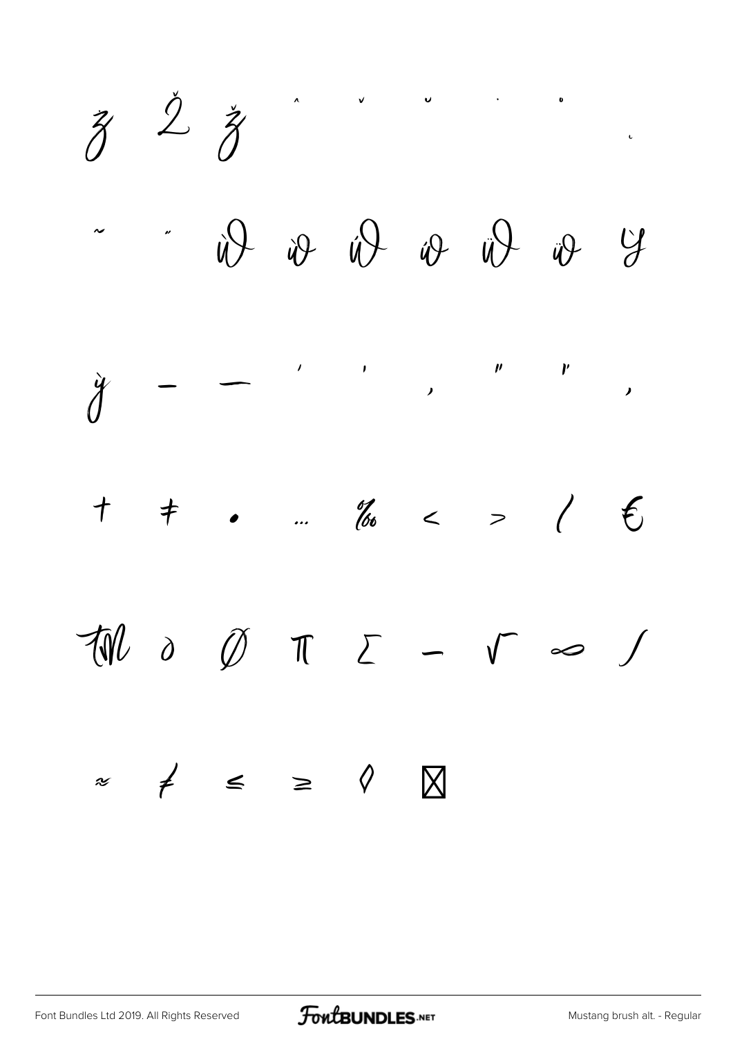ź Ž ž ˆ ˇ ˘ ˙ ˚ ˛

˜ ˝ Ẁ ẁ Ẃ ẃ Ẅ ẅ Ỳ

ỳ – — ‘ ’ ‚ “ ” „

† ‡ • … ‰ ‹ › ⁄ €

™ ∂ ∅ ∏ ∑ − √ ∞ ∫

≈ ≠ ≤ ≥ ◊ ⊠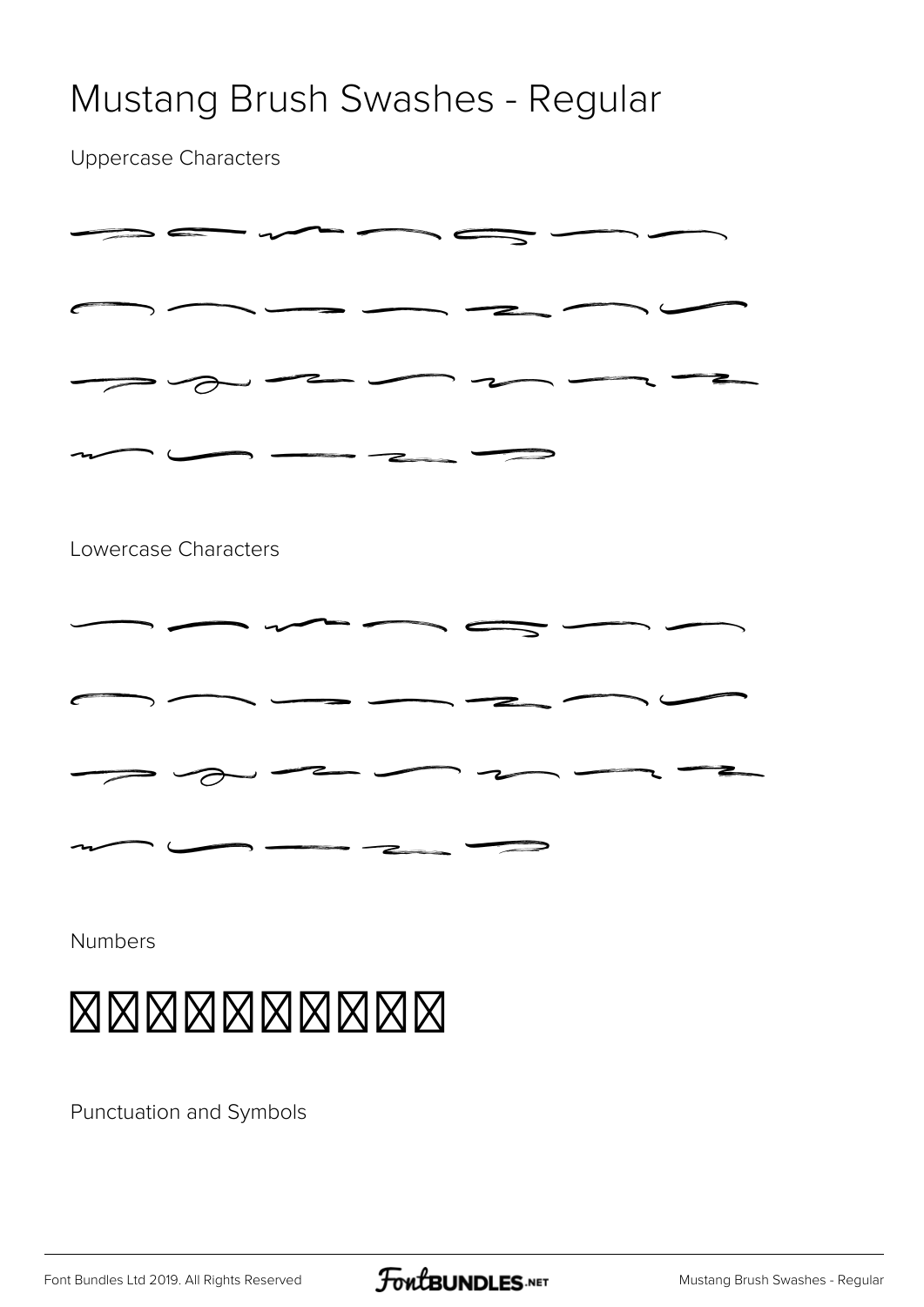# Mustang Brush Swashes - Regular

Uppercase Characters

Lowercase Characters

Numbers

⊠⊠⊠⊠⊠⊠⊠⊠⊠⊠

Punctuation and Symbols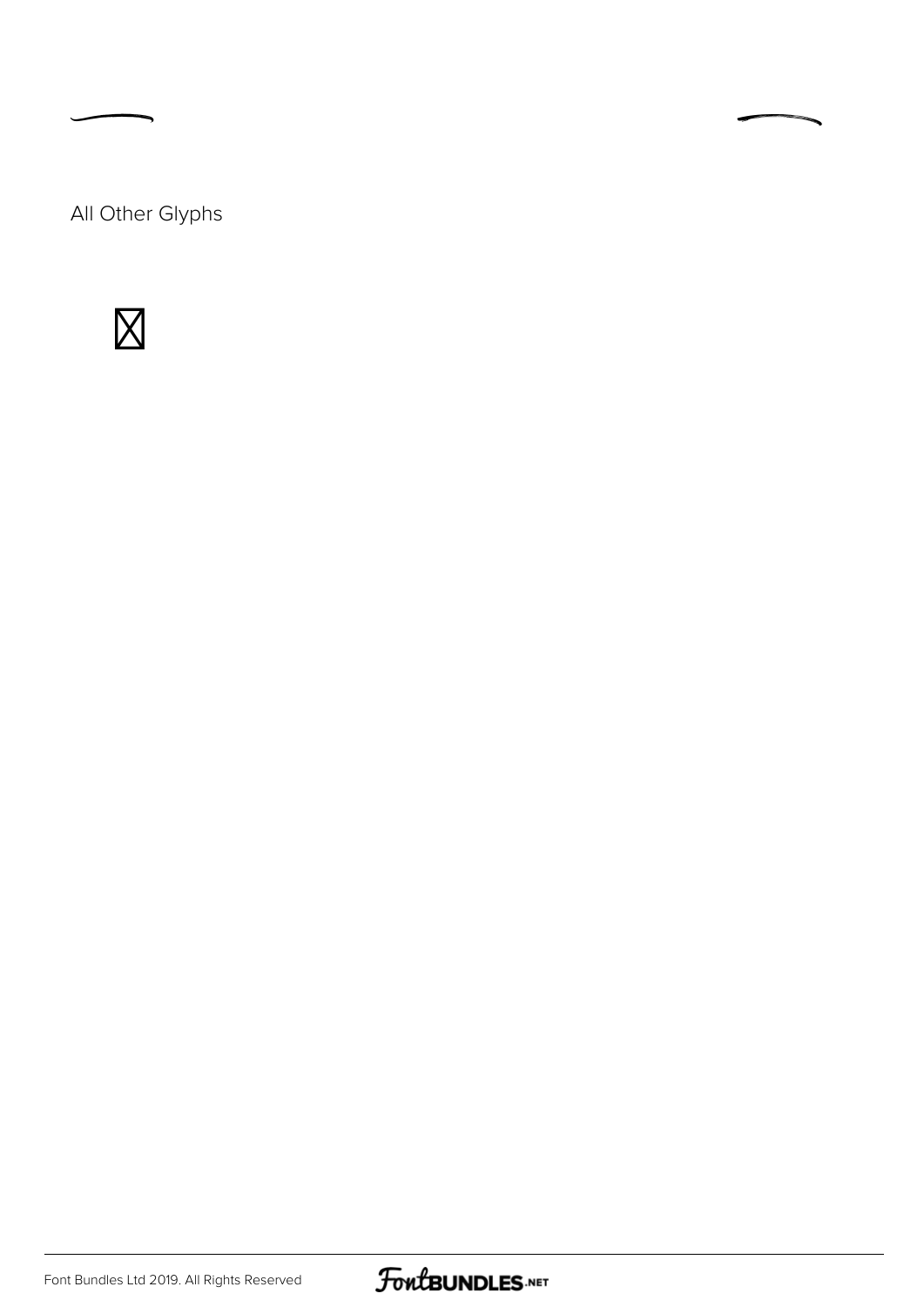All Other Glyphs

⊠